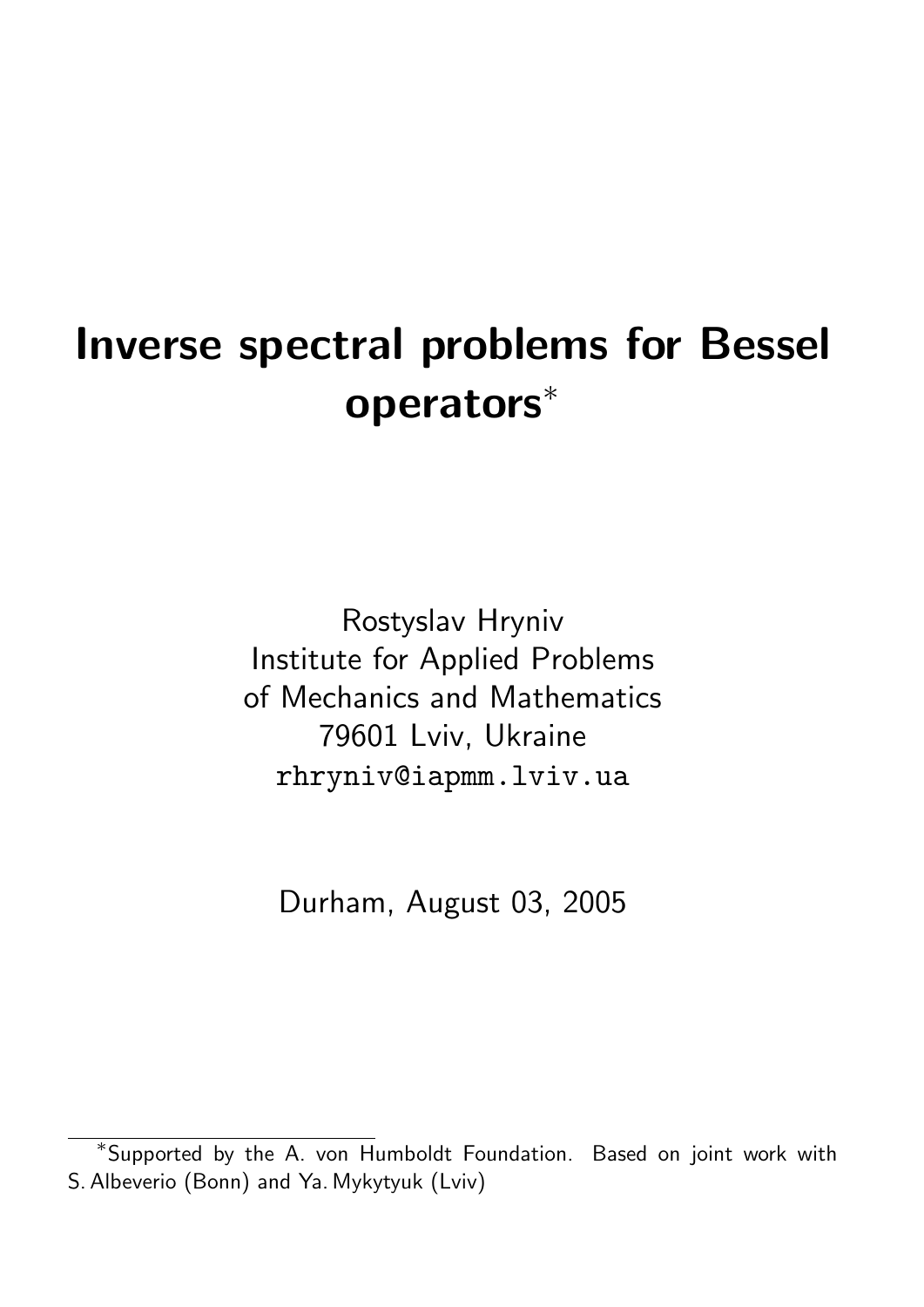# Inverse spectral problems for Bessel operators*

Rostyslav Hryniv
Institute for Applied Problems
of Mechanics and Mathematics
79601 Lviv, Ukraine
rhryniv@iapmm.lviv.ua

Durham, August 03, 2005

---

*Supported by the A. von Humboldt Foundation. Based on joint work with S. Albeverio (Bonn) and Ya. Mykytyuk (Lviv)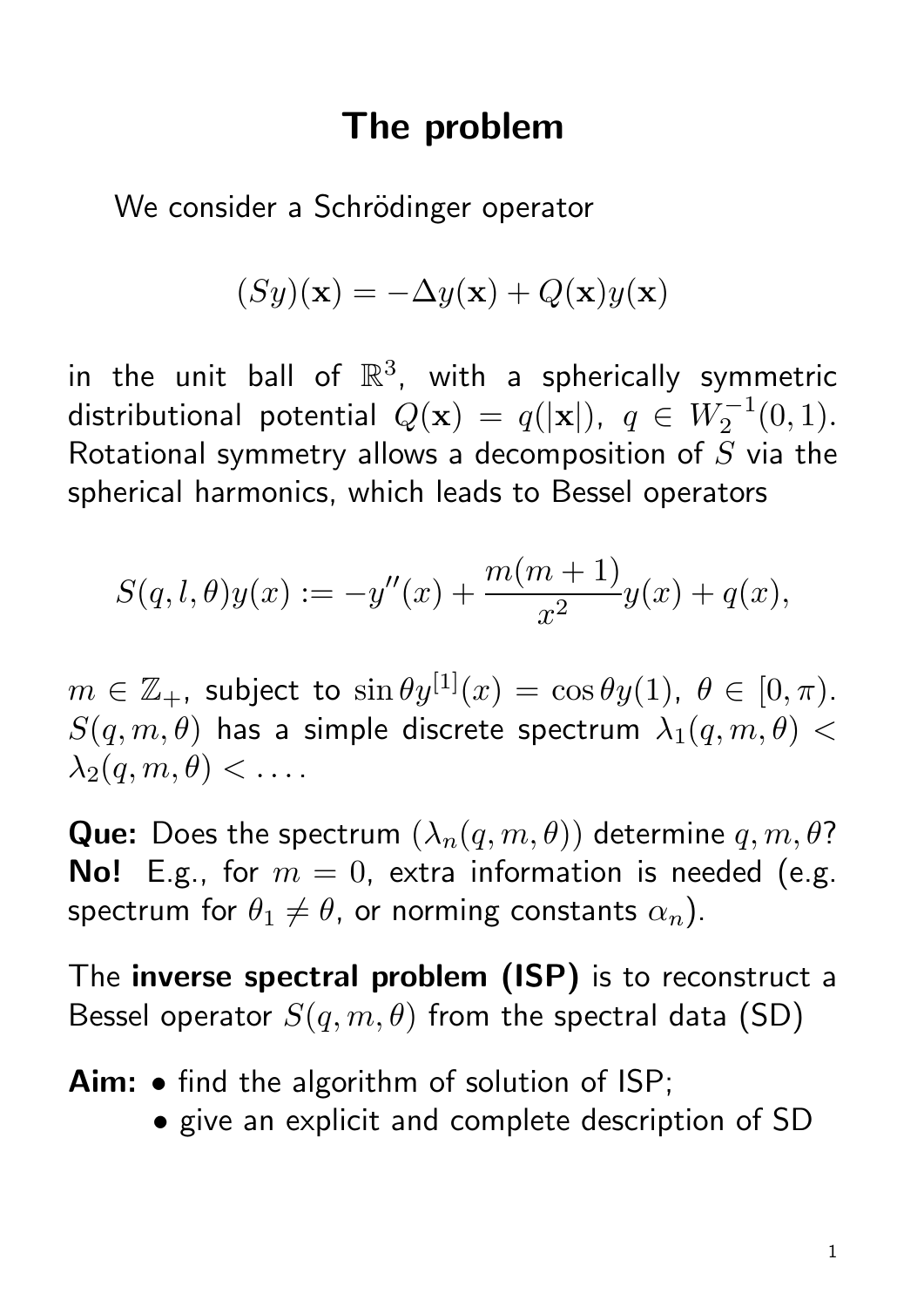# The problem

We consider a Schrödinger operator

$$(Sy)(\mathbf{x}) = -\Delta y(\mathbf{x}) + Q(\mathbf{x})y(\mathbf{x})$$

in the unit ball of $\mathbb{R}^3$, with a spherically symmetric distributional potential $Q(\mathbf{x}) = q(|\mathbf{x}|)$, $q \in W_2^{-1}(0,1)$. Rotational symmetry allows a decomposition of $S$ via the spherical harmonics, which leads to Bessel operators

$$S(q,l,\theta)y(x) := -y''(x) + \frac{m(m+1)}{x^2}y(x) + q(x),$$

$m \in \mathbb{Z}_+$, subject to $\sin\theta y^{[1]}(x) = \cos\theta y(1)$, $\theta \in [0,\pi)$. $S(q,m,\theta)$ has a simple discrete spectrum $\lambda_1(q,m,\theta) < \lambda_2(q,m,\theta) < \dots$.

**Que:** Does the spectrum $(\lambda_n(q,m,\theta))$ determine $q, m, \theta$? **No!** E.g., for $m = 0$, extra information is needed (e.g. spectrum for $\theta_1 \neq \theta$, or norming constants $\alpha_n$).

The **inverse spectral problem (ISP)** is to reconstruct a Bessel operator $S(q,m,\theta)$ from the spectral data (SD)

**Aim:**
- find the algorithm of solution of ISP;
- give an explicit and complete description of SD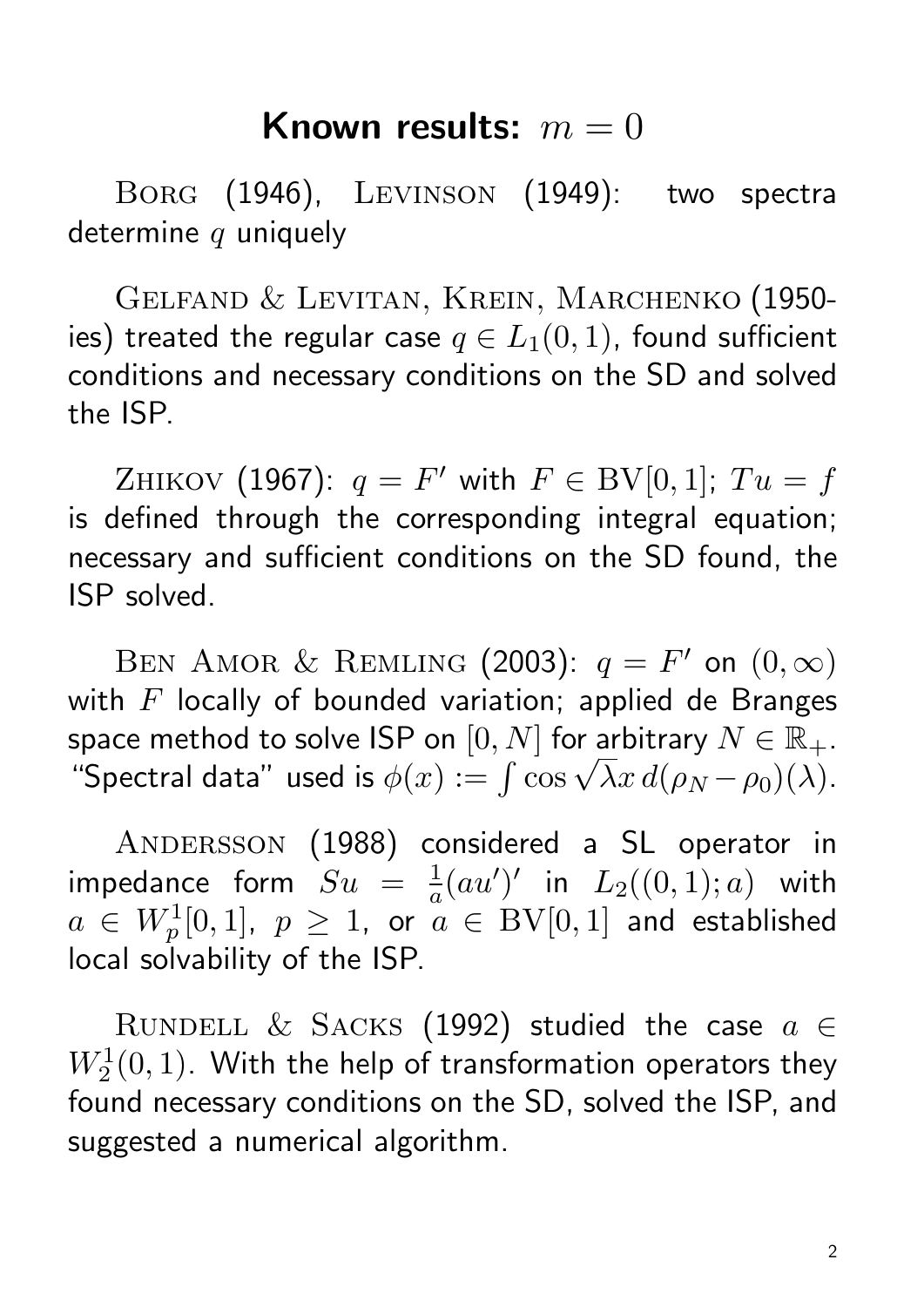## Known results: $m = 0$

Borg (1946), Levinson (1949): two spectra determine $q$ uniquely

Gelfand & Levitan, Krein, Marchenko (1950-ies) treated the regular case $q \in L_1(0,1)$, found sufficient conditions and necessary conditions on the SD and solved the ISP.

Zhikov (1967): $q = F'$ with $F \in \mathrm{BV}[0,1]$; $Tu = f$ is defined through the corresponding integral equation; necessary and sufficient conditions on the SD found, the ISP solved.

Ben Amor & Remling (2003): $q = F'$ on $(0, \infty)$ with $F$ locally of bounded variation; applied de Branges space method to solve ISP on $[0, N]$ for arbitrary $N \in \mathbb{R}_+$. "Spectral data" used is $\phi(x) := \int \cos \sqrt{\lambda} x \, d(\rho_N - \rho_0)(\lambda)$.

Andersson (1988) considered a SL operator in impedance form $Su = \frac{1}{a}(au')'$ in $L_2((0,1);a)$ with $a \in W_p^1[0,1]$, $p \geq 1$, or $a \in \mathrm{BV}[0,1]$ and established local solvability of the ISP.

Rundell & Sacks (1992) studied the case $a \in W_2^1(0,1)$. With the help of transformation operators they found necessary conditions on the SD, solved the ISP, and suggested a numerical algorithm.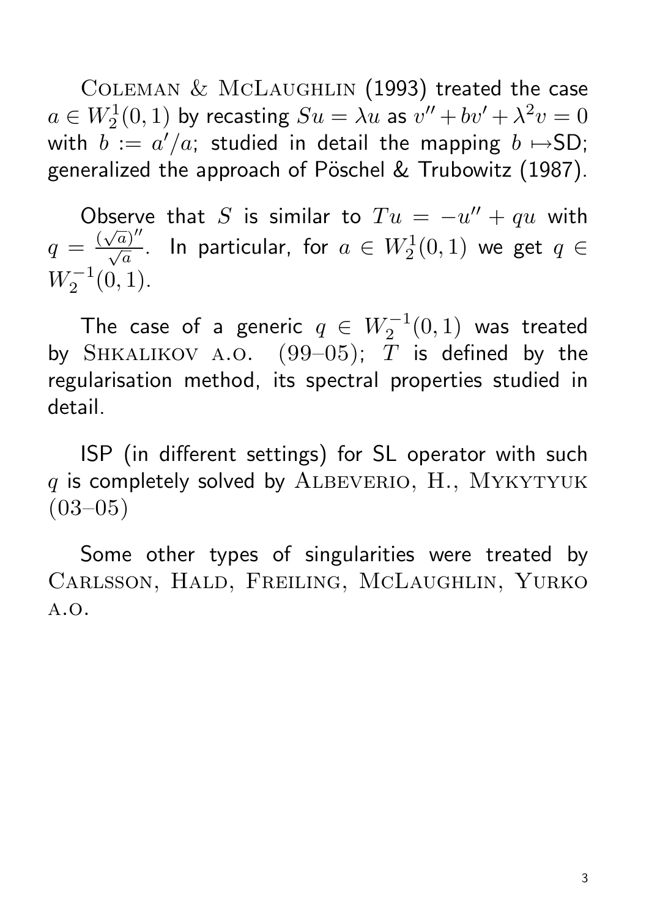Coleman & McLaughlin (1993) treated the case $a \in W_2^1(0,1)$ by recasting $Su = \lambda u$ as $v'' + bv' + \lambda^2 v = 0$ with $b := a'/a$; studied in detail the mapping $b \mapsto$SD; generalized the approach of Pöschel & Trubowitz (1987).

Observe that $S$ is similar to $Tu = -u'' + qu$ with $q = \frac{(\sqrt{a})''}{\sqrt{a}}$. In particular, for $a \in W_2^1(0,1)$ we get $q \in W_2^{-1}(0,1)$.

The case of a generic $q \in W_2^{-1}(0,1)$ was treated by Shkalikov a.o. (99–05); $T$ is defined by the regularisation method, its spectral properties studied in detail.

ISP (in different settings) for SL operator with such $q$ is completely solved by Albeverio, H., Mykytyuk (03–05)

Some other types of singularities were treated by Carlsson, Hald, Freiling, McLaughlin, Yurko a.o.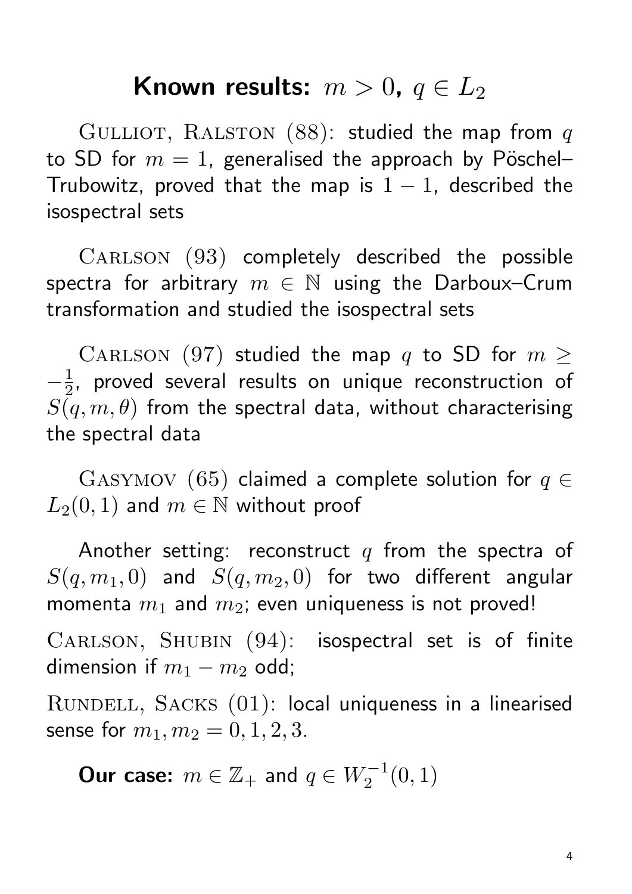## Known results: $m > 0$, $q \in L_2$

GULLIOT, RALSTON (88): studied the map from $q$ to SD for $m = 1$, generalised the approach by Pöschel–Trubowitz, proved that the map is $1 - 1$, described the isospectral sets

CARLSON (93) completely described the possible spectra for arbitrary $m \in \mathbb{N}$ using the Darboux–Crum transformation and studied the isospectral sets

CARLSON (97) studied the map $q$ to SD for $m \geq -\frac{1}{2}$, proved several results on unique reconstruction of $S(q, m, \theta)$ from the spectral data, without characterising the spectral data

GASYMOV (65) claimed a complete solution for $q \in L_2(0, 1)$ and $m \in \mathbb{N}$ without proof

Another setting: reconstruct $q$ from the spectra of $S(q, m_1, 0)$ and $S(q, m_2, 0)$ for two different angular momenta $m_1$ and $m_2$; even uniqueness is not proved!

CARLSON, SHUBIN (94): isospectral set is of finite dimension if $m_1 - m_2$ odd;

RUNDELL, SACKS (01): local uniqueness in a linearised sense for $m_1, m_2 = 0, 1, 2, 3$.

**Our case:** $m \in \mathbb{Z}_+$ and $q \in W_2^{-1}(0, 1)$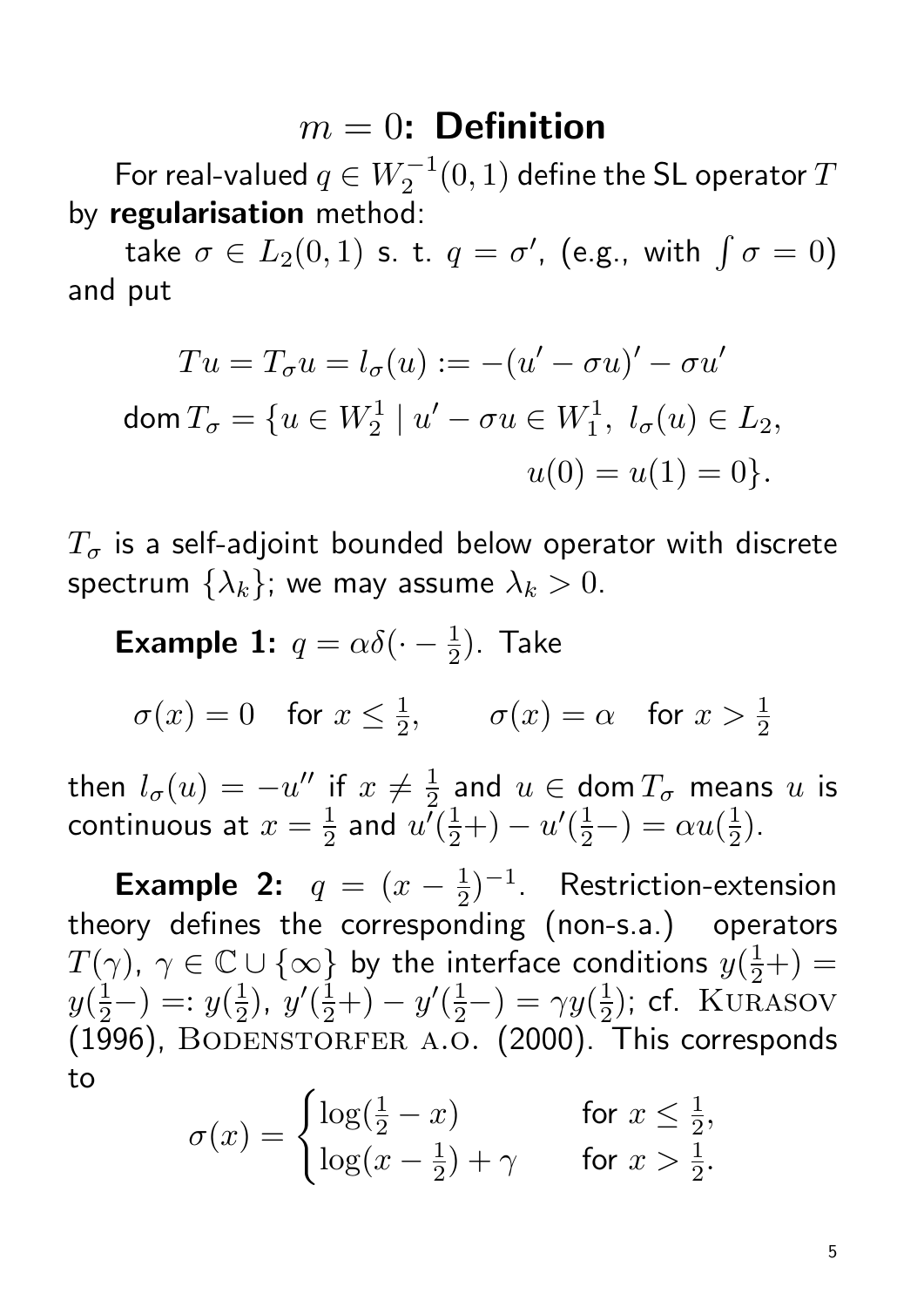# $m = 0$: Definition

For real-valued $q \in W_2^{-1}(0,1)$ define the SL operator $T$ by **regularisation** method:

take $\sigma \in L_2(0,1)$ s. t. $q = \sigma'$, (e.g., with $\int \sigma = 0$) and put

$$
\begin{aligned}
Tu = T_\sigma u = l_\sigma(u) &:= -(u' - \sigma u)' - \sigma u' \\
\operatorname{dom} T_\sigma = \{u \in W_2^1 \mid u' - \sigma u &\in W_1^1,\ l_\sigma(u) \in L_2, \\
&\qquad u(0) = u(1) = 0\}.
\end{aligned}
$$

$T_\sigma$ is a self-adjoint bounded below operator with discrete spectrum $\{\lambda_k\}$; we may assume $\lambda_k > 0$.

**Example 1:** $q = \alpha\delta(\cdot - \frac{1}{2})$. Take

$$
\sigma(x) = 0 \quad \text{for } x \le \tfrac{1}{2}, \qquad \sigma(x) = \alpha \quad \text{for } x > \tfrac{1}{2}
$$

then $l_\sigma(u) = -u''$ if $x \ne \frac{1}{2}$ and $u \in \operatorname{dom} T_\sigma$ means $u$ is continuous at $x = \frac{1}{2}$ and $u'(\frac{1}{2}+) - u'(\frac{1}{2}-) = \alpha u(\frac{1}{2})$.

**Example 2:** $q = (x - \frac{1}{2})^{-1}$. Restriction-extension theory defines the corresponding (non-s.a.) operators $T(\gamma)$, $\gamma \in \mathbb{C} \cup \{\infty\}$ by the interface conditions $y(\frac{1}{2}+) = y(\frac{1}{2}-) =: y(\frac{1}{2})$, $y'(\frac{1}{2}+) - y'(\frac{1}{2}-) = \gamma y(\frac{1}{2})$; cf. Kurasov (1996), Bodenstorfer a.o. (2000). This corresponds to

$$
\sigma(x) = \begin{cases} \log(\frac{1}{2} - x) & \text{for } x \le \frac{1}{2}, \\ \log(x - \frac{1}{2}) + \gamma & \text{for } x > \frac{1}{2}. \end{cases}
$$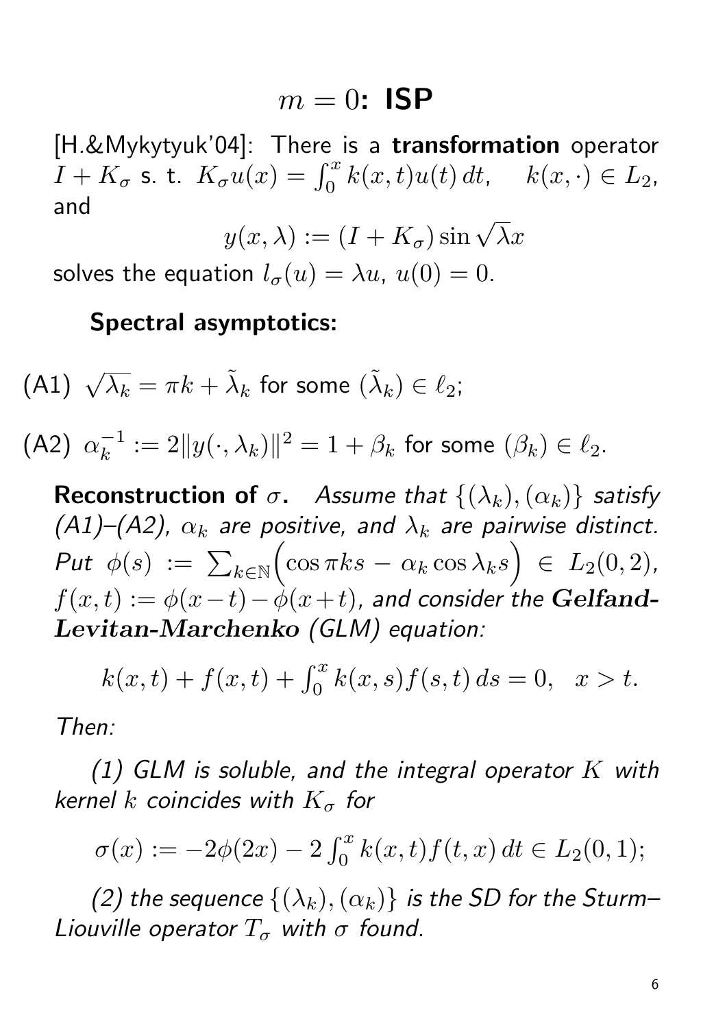# $m = 0$: **ISP**

[H.&Mykytyuk'04]: There is a **transformation** operator $I + K_\sigma$ s. t. $K_\sigma u(x) = \int_0^x k(x,t)u(t)\,dt, \quad k(x,\cdot) \in L_2$, and

$$y(x,\lambda) := (I + K_\sigma)\sin\sqrt{\lambda}x$$

solves the equation $l_\sigma(u) = \lambda u$, $u(0) = 0$.

**Spectral asymptotics:**

(A1) $\sqrt{\lambda_k} = \pi k + \tilde{\lambda}_k$ for some $(\tilde{\lambda}_k) \in \ell_2$;

(A2) $\alpha_k^{-1} := 2\|y(\cdot,\lambda_k)\|^2 = 1 + \beta_k$ for some $(\beta_k) \in \ell_2$.

**Reconstruction of $\sigma$.** *Assume that $\{(\lambda_k),(\alpha_k)\}$ satisfy (A1)–(A2), $\alpha_k$ are positive, and $\lambda_k$ are pairwise distinct. Put $\phi(s) := \sum_{k\in\mathbb{N}}\Big(\cos\pi k s - \alpha_k \cos\lambda_k s\Big) \in L_2(0,2)$, $f(x,t) := \phi(x-t) - \phi(x+t)$, and consider the **Gelfand-Levitan-Marchenko** (GLM) equation:*

$$k(x,t) + f(x,t) + \int_0^x k(x,s)f(s,t)\,ds = 0, \quad x > t.$$

*Then:*

*(1) GLM is soluble, and the integral operator $K$ with kernel $k$ coincides with $K_\sigma$ for*

$$\sigma(x) := -2\phi(2x) - 2\int_0^x k(x,t)f(t,x)\,dt \in L_2(0,1);$$

*(2) the sequence $\{(\lambda_k),(\alpha_k)\}$ is the SD for the Sturm–Liouville operator $T_\sigma$ with $\sigma$ found.*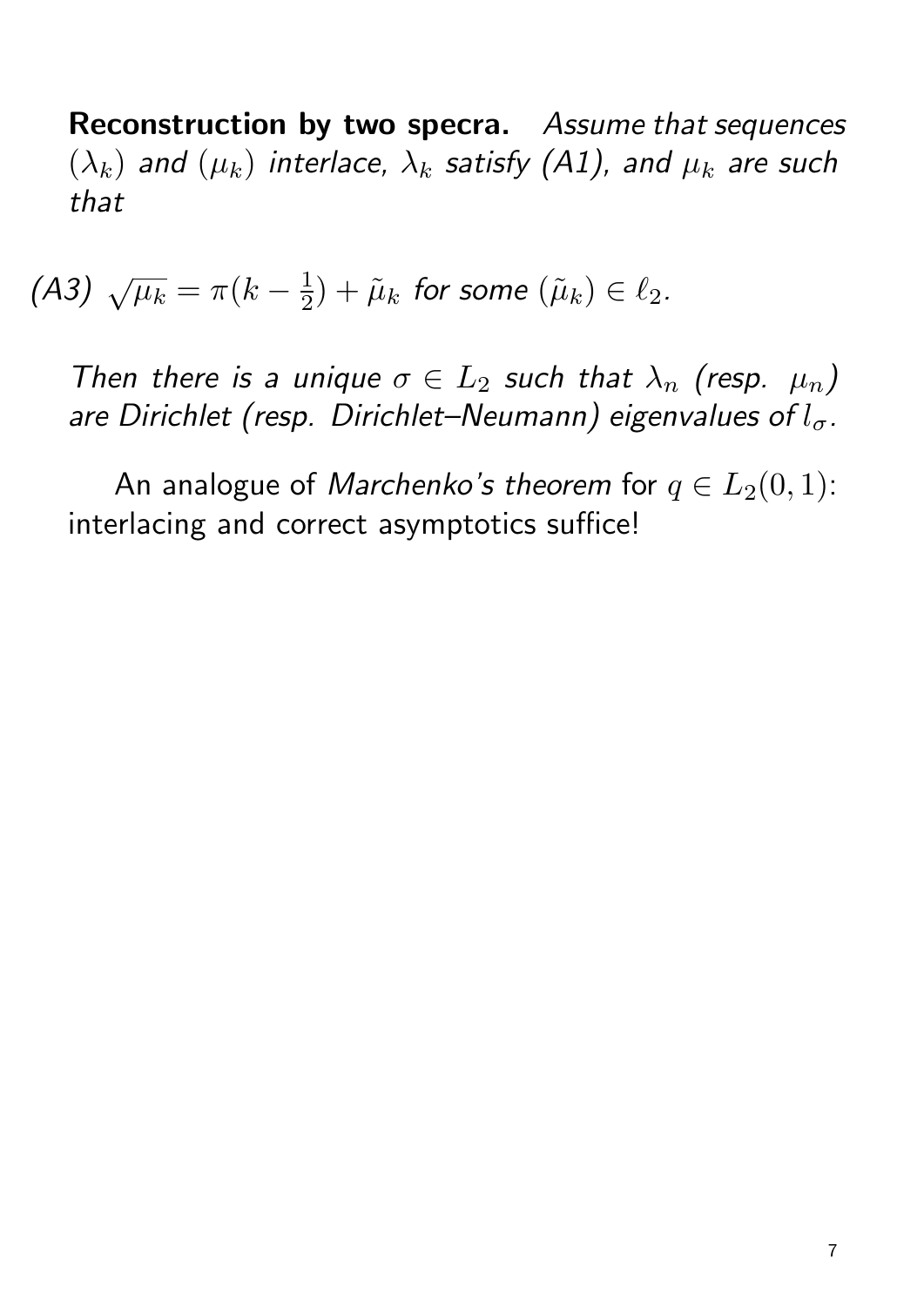**Reconstruction by two specra.** *Assume that sequences $(\lambda_k)$ and $(\mu_k)$ interlace, $\lambda_k$ satisfy (A1), and $\mu_k$ are such that*

*(A3)* $\sqrt{\mu_k} = \pi(k - \frac{1}{2}) + \tilde{\mu}_k$ *for some* $(\tilde{\mu}_k) \in \ell_2$.

*Then there is a unique $\sigma \in L_2$ such that $\lambda_n$ (resp. $\mu_n$) are Dirichlet (resp. Dirichlet–Neumann) eigenvalues of $l_\sigma$.*

An analogue of *Marchenko's theorem* for $q \in L_2(0, 1)$: interlacing and correct asymptotics suffice!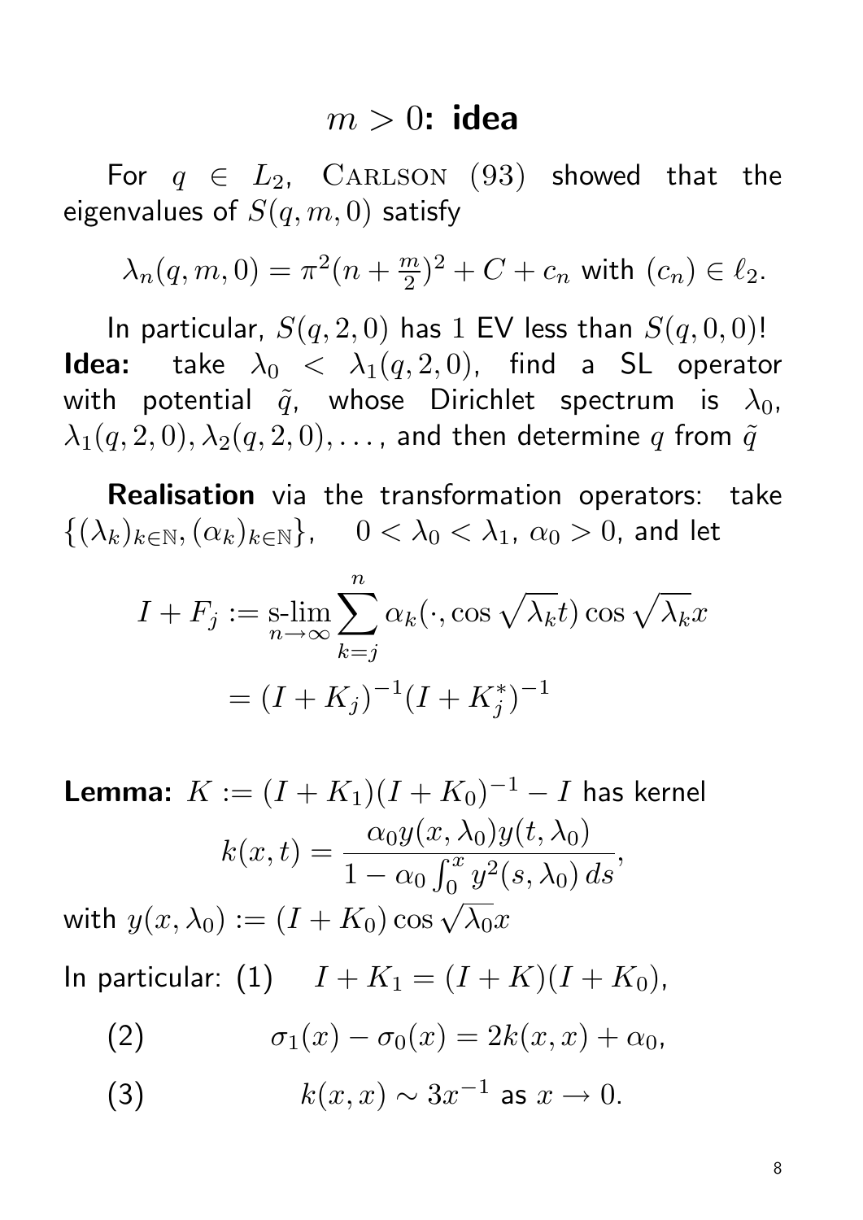## $m > 0$: idea

For $q \in L_2$, Carlson (93) showed that the eigenvalues of $S(q, m, 0)$ satisfy

$$\lambda_n(q, m, 0) = \pi^2(n + \tfrac{m}{2})^2 + C + c_n \text{ with } (c_n) \in \ell_2.$$

In particular, $S(q, 2, 0)$ has 1 EV less than $S(q, 0, 0)$!

**Idea:** take $\lambda_0 < \lambda_1(q, 2, 0)$, find a SL operator with potential $\tilde{q}$, whose Dirichlet spectrum is $\lambda_0$, $\lambda_1(q, 2, 0), \lambda_2(q, 2, 0), \dots$, and then determine $q$ from $\tilde{q}$

**Realisation** via the transformation operators: take $\{(\lambda_k)_{k\in\mathbb{N}}, (\alpha_k)_{k\in\mathbb{N}}\}$, $\quad 0 < \lambda_0 < \lambda_1$, $\alpha_0 > 0$, and let

$$I + F_j := \operatorname*{s-lim}_{n\to\infty} \sum_{k=j}^{n} \alpha_k(\cdot, \cos\sqrt{\lambda_k}t)\cos\sqrt{\lambda_k}x$$
$$= (I + K_j)^{-1}(I + K_j^*)^{-1}$$

**Lemma:** $K := (I + K_1)(I + K_0)^{-1} - I$ has kernel

$$k(x, t) = \frac{\alpha_0 y(x, \lambda_0) y(t, \lambda_0)}{1 - \alpha_0 \int_0^x y^2(s, \lambda_0)\, ds},$$

with $y(x, \lambda_0) := (I + K_0)\cos\sqrt{\lambda_0}x$

In particular: (1) $\quad I + K_1 = (I + K)(I + K_0)$,

(2) $\quad \sigma_1(x) - \sigma_0(x) = 2k(x, x) + \alpha_0$,

(3) $\quad k(x, x) \sim 3x^{-1}$ as $x \to 0$.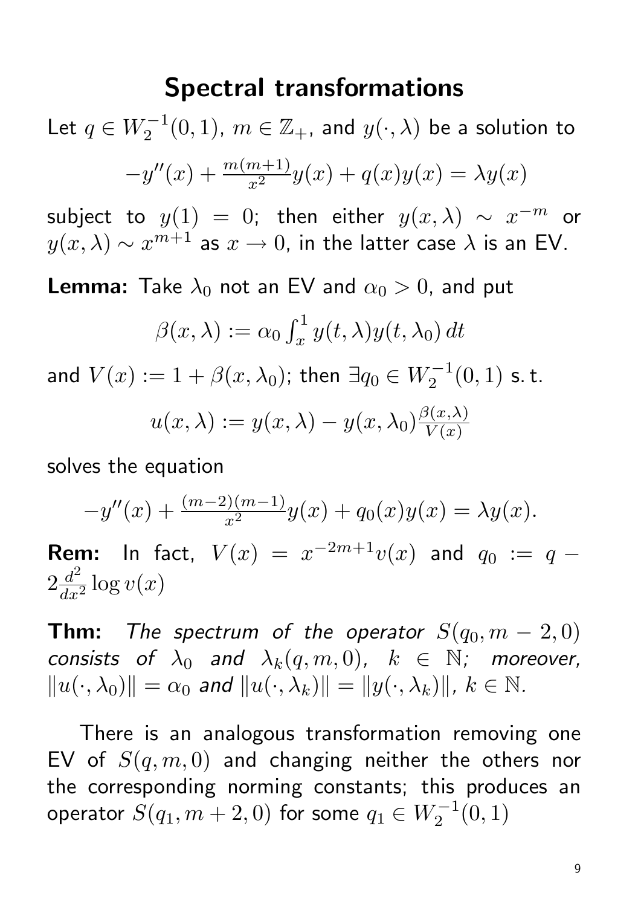# Spectral transformations

Let $q \in W_2^{-1}(0,1)$, $m \in \mathbb{Z}_+$, and $y(\cdot,\lambda)$ be a solution to

$$-y''(x) + \tfrac{m(m+1)}{x^2}y(x) + q(x)y(x) = \lambda y(x)$$

subject to $y(1) = 0$; then either $y(x,\lambda) \sim x^{-m}$ or $y(x,\lambda) \sim x^{m+1}$ as $x \to 0$, in the latter case $\lambda$ is an EV.

**Lemma:** Take $\lambda_0$ not an EV and $\alpha_0 > 0$, and put

$$\beta(x,\lambda) := \alpha_0 \int_x^1 y(t,\lambda)y(t,\lambda_0)\,dt$$

and $V(x) := 1 + \beta(x,\lambda_0)$; then $\exists q_0 \in W_2^{-1}(0,1)$ s. t.

$$u(x,\lambda) := y(x,\lambda) - y(x,\lambda_0)\tfrac{\beta(x,\lambda)}{V(x)}$$

solves the equation

$$-y''(x) + \tfrac{(m-2)(m-1)}{x^2}y(x) + q_0(x)y(x) = \lambda y(x).$$

**Rem:** In fact, $V(x) = x^{-2m+1}v(x)$ and $q_0 := q - 2\frac{d^2}{dx^2}\log v(x)$

**Thm:** *The spectrum of the operator $S(q_0, m-2, 0)$ consists of $\lambda_0$ and $\lambda_k(q,m,0)$, $k \in \mathbb{N}$; moreover, $\|u(\cdot,\lambda_0)\| = \alpha_0$ and $\|u(\cdot,\lambda_k)\| = \|y(\cdot,\lambda_k)\|$, $k \in \mathbb{N}$.*

There is an analogous transformation removing one EV of $S(q,m,0)$ and changing neither the others nor the corresponding norming constants; this produces an operator $S(q_1, m+2, 0)$ for some $q_1 \in W_2^{-1}(0,1)$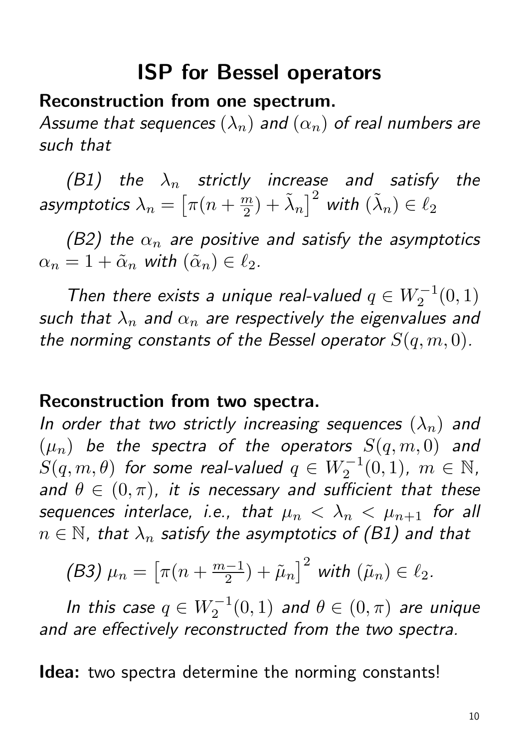# ISP for Bessel operators

**Reconstruction from one spectrum.**

*Assume that sequences $(\lambda_n)$ and $(\alpha_n)$ of real numbers are such that*

*(B1) the $\lambda_n$ strictly increase and satisfy the asymptotics $\lambda_n = \left[\pi(n + \frac{m}{2}) + \tilde{\lambda}_n\right]^2$ with $(\tilde{\lambda}_n) \in \ell_2$*

*(B2) the $\alpha_n$ are positive and satisfy the asymptotics $\alpha_n = 1 + \tilde{\alpha}_n$ with $(\tilde{\alpha}_n) \in \ell_2$.*

*Then there exists a unique real-valued $q \in W_2^{-1}(0,1)$ such that $\lambda_n$ and $\alpha_n$ are respectively the eigenvalues and the norming constants of the Bessel operator $S(q, m, 0)$.*

**Reconstruction from two spectra.**

*In order that two strictly increasing sequences $(\lambda_n)$ and $(\mu_n)$ be the spectra of the operators $S(q, m, 0)$ and $S(q, m, \theta)$ for some real-valued $q \in W_2^{-1}(0,1)$, $m \in \mathbb{N}$, and $\theta \in (0, \pi)$, it is necessary and sufficient that these sequences interlace, i.e., that $\mu_n < \lambda_n < \mu_{n+1}$ for all $n \in \mathbb{N}$, that $\lambda_n$ satisfy the asymptotics of (B1) and that*

*(B3) $\mu_n = \left[\pi(n + \frac{m-1}{2}) + \tilde{\mu}_n\right]^2$ with $(\tilde{\mu}_n) \in \ell_2$.*

*In this case $q \in W_2^{-1}(0,1)$ and $\theta \in (0, \pi)$ are unique and are effectively reconstructed from the two spectra.*

**Idea:** two spectra determine the norming constants!